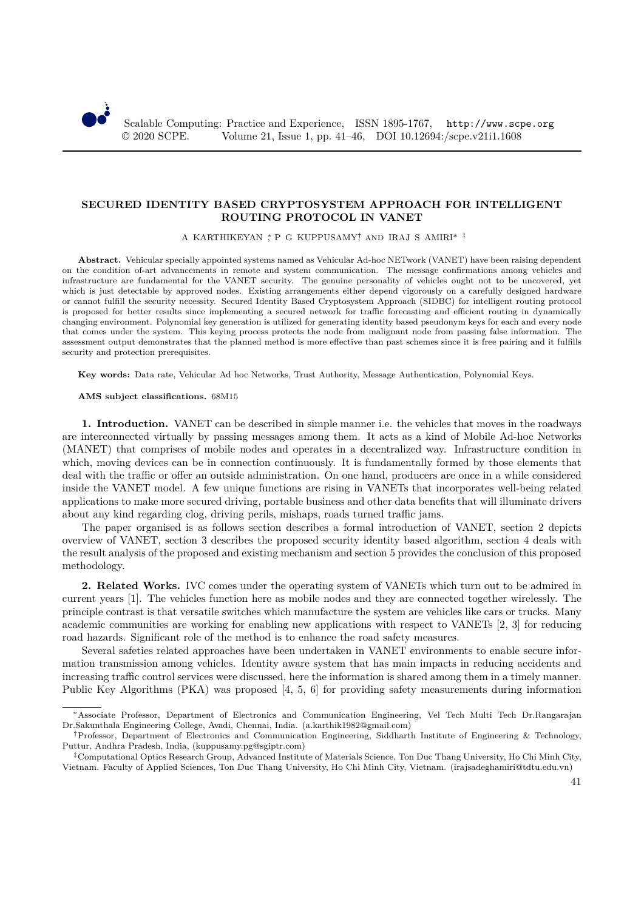# SECURED IDENTITY BASED CRYPTOSYSTEM APPROACH FOR INTELLIGENT ROUTING PROTOCOL IN VANET

A KARTHIKEYAN [*], P G KUPPUSAMY[†] AND IRAJ S AMIRI* [‡]

**Abstract.** Vehicular specially appointed systems named as Vehicular Ad-hoc NETwork (VANET) have been raising dependent on the condition of-art advancements in remote and system communication. The message confirmations among vehicles and infrastructure are fundamental for the VANET security. The genuine personality of vehicles ought not to be uncovered, yet which is just detectable by approved nodes. Existing arrangements either depend vigorously on a carefully designed hardware or cannot fulfill the security necessity. Secured Identity Based Cryptosystem Approach (SIDBC) for intelligent routing protocol is proposed for better results since implementing a secured network for traffic forecasting and efficient routing in dynamically changing environment. Polynomial key generation is utilized for generating identity based pseudonym keys for each and every node that comes under the system. This keying process protects the node from malignant node from passing false information. The assessment output demonstrates that the planned method is more effective than past schemes since it is free pairing and it fulfills security and protection prerequisites.

**Key words:** Data rate, Vehicular Ad hoc Networks, Trust Authority, Message Authentication, Polynomial Keys.

**AMS subject classifications.** 68M15

**1. Introduction.** VANET can be described in simple manner i.e. the vehicles that moves in the roadways are interconnected virtually by passing messages among them. It acts as a kind of Mobile Ad-hoc Networks (MANET) that comprises of mobile nodes and operates in a decentralized way. Infrastructure condition in which, moving devices can be in connection continuously. It is fundamentally formed by those elements that deal with the traffic or offer an outside administration. On one hand, producers are once in a while considered inside the VANET model. A few unique functions are rising in VANETs that incorporates well-being related applications to make more secured driving, portable business and other data benefits that will illuminate drivers about any kind regarding clog, driving perils, mishaps, roads turned traffic jams.

The paper organised is as follows section describes a formal introduction of VANET, section 2 depicts overview of VANET, section 3 describes the proposed security identity based algorithm, section 4 deals with the result analysis of the proposed and existing mechanism and section 5 provides the conclusion of this proposed methodology.

**2. Related Works.** IVC comes under the operating system of VANETs which turn out to be admired in current years [1]. The vehicles function here as mobile nodes and they are connected together wirelessly. The principle contrast is that versatile switches which manufacture the system are vehicles like cars or trucks. Many academic communities are working for enabling new applications with respect to VANETs [2, 3] for reducing road hazards. Significant role of the method is to enhance the road safety measures.

Several safeties related approaches have been undertaken in VANET environments to enable secure information transmission among vehicles. Identity aware system that has main impacts in reducing accidents and increasing traffic control services were discussed, here the information is shared among them in a timely manner. Public Key Algorithms (PKA) was proposed [4, 5, 6] for providing safety measurements during information

---

*Associate Professor, Department of Electronics and Communication Engineering, Vel Tech Multi Tech Dr.Rangarajan Dr.Sakunthala Engineering College, Avadi, Chennai, India. (a.karthik1982@gmail.com)

†Professor, Department of Electronics and Communication Engineering, Siddharth Institute of Engineering & Technology, Puttur, Andhra Pradesh, India, (kuppusamy.pg@sgiptr.com)

‡Computational Optics Research Group, Advanced Institute of Materials Science, Ton Duc Thang University, Ho Chi Minh City, Vietnam. Faculty of Applied Sciences, Ton Duc Thang University, Ho Chi Minh City, Vietnam. (irajsadeghamiri@tdtu.edu.vn)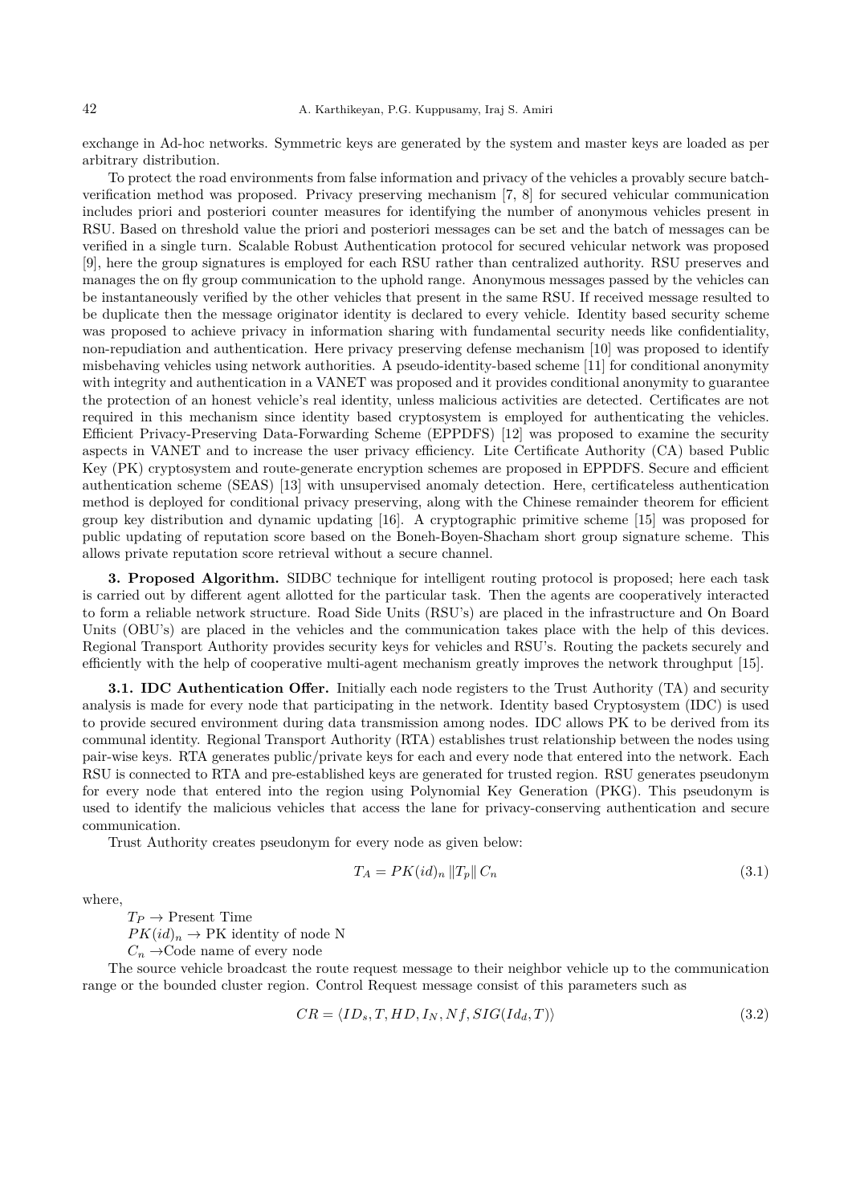exchange in Ad-hoc networks. Symmetric keys are generated by the system and master keys are loaded as per arbitrary distribution.

To protect the road environments from false information and privacy of the vehicles a provably secure batch-verification method was proposed. Privacy preserving mechanism [7, 8] for secured vehicular communication includes priori and posteriori counter measures for identifying the number of anonymous vehicles present in RSU. Based on threshold value the priori and posteriori messages can be set and the batch of messages can be verified in a single turn. Scalable Robust Authentication protocol for secured vehicular network was proposed [9], here the group signatures is employed for each RSU rather than centralized authority. RSU preserves and manages the on fly group communication to the uphold range. Anonymous messages passed by the vehicles can be instantaneously verified by the other vehicles that present in the same RSU. If received message resulted to be duplicate then the message originator identity is declared to every vehicle. Identity based security scheme was proposed to achieve privacy in information sharing with fundamental security needs like confidentiality, non-repudiation and authentication. Here privacy preserving defense mechanism [10] was proposed to identify misbehaving vehicles using network authorities. A pseudo-identity-based scheme [11] for conditional anonymity with integrity and authentication in a VANET was proposed and it provides conditional anonymity to guarantee the protection of an honest vehicle's real identity, unless malicious activities are detected. Certificates are not required in this mechanism since identity based cryptosystem is employed for authenticating the vehicles. Efficient Privacy-Preserving Data-Forwarding Scheme (EPPDFS) [12] was proposed to examine the security aspects in VANET and to increase the user privacy efficiency. Lite Certificate Authority (CA) based Public Key (PK) cryptosystem and route-generate encryption schemes are proposed in EPPDFS. Secure and efficient authentication scheme (SEAS) [13] with unsupervised anomaly detection. Here, certificateless authentication method is deployed for conditional privacy preserving, along with the Chinese remainder theorem for efficient group key distribution and dynamic updating [16]. A cryptographic primitive scheme [15] was proposed for public updating of reputation score based on the Boneh-Boyen-Shacham short group signature scheme. This allows private reputation score retrieval without a secure channel.

**3. Proposed Algorithm.** SIDBC technique for intelligent routing protocol is proposed; here each task is carried out by different agent allotted for the particular task. Then the agents are cooperatively interacted to form a reliable network structure. Road Side Units (RSU's) are placed in the infrastructure and On Board Units (OBU's) are placed in the vehicles and the communication takes place with the help of this devices. Regional Transport Authority provides security keys for vehicles and RSU's. Routing the packets securely and efficiently with the help of cooperative multi-agent mechanism greatly improves the network throughput [15].

**3.1. IDC Authentication Offer.** Initially each node registers to the Trust Authority (TA) and security analysis is made for every node that participating in the network. Identity based Cryptosystem (IDC) is used to provide secured environment during data transmission among nodes. IDC allows PK to be derived from its communal identity. Regional Transport Authority (RTA) establishes trust relationship between the nodes using pair-wise keys. RTA generates public/private keys for each and every node that entered into the network. Each RSU is connected to RTA and pre-established keys are generated for trusted region. RSU generates pseudonym for every node that entered into the region using Polynomial Key Generation (PKG). This pseudonym is used to identify the malicious vehicles that access the lane for privacy-conserving authentication and secure communication.

Trust Authority creates pseudonym for every node as given below:

$$T_A = PK(id)_n \,\|T_p\|\, C_n \tag{3.1}$$

where,

$T_P \rightarrow$ Present Time

$PK(id)_n \rightarrow$ PK identity of node N

$C_n \rightarrow$Code name of every node

The source vehicle broadcast the route request message to their neighbor vehicle up to the communication range or the bounded cluster region. Control Request message consist of this parameters such as

$$CR = \langle ID_s, T, HD, I_N, Nf, SIG(Id_d, T)\rangle \tag{3.2}$$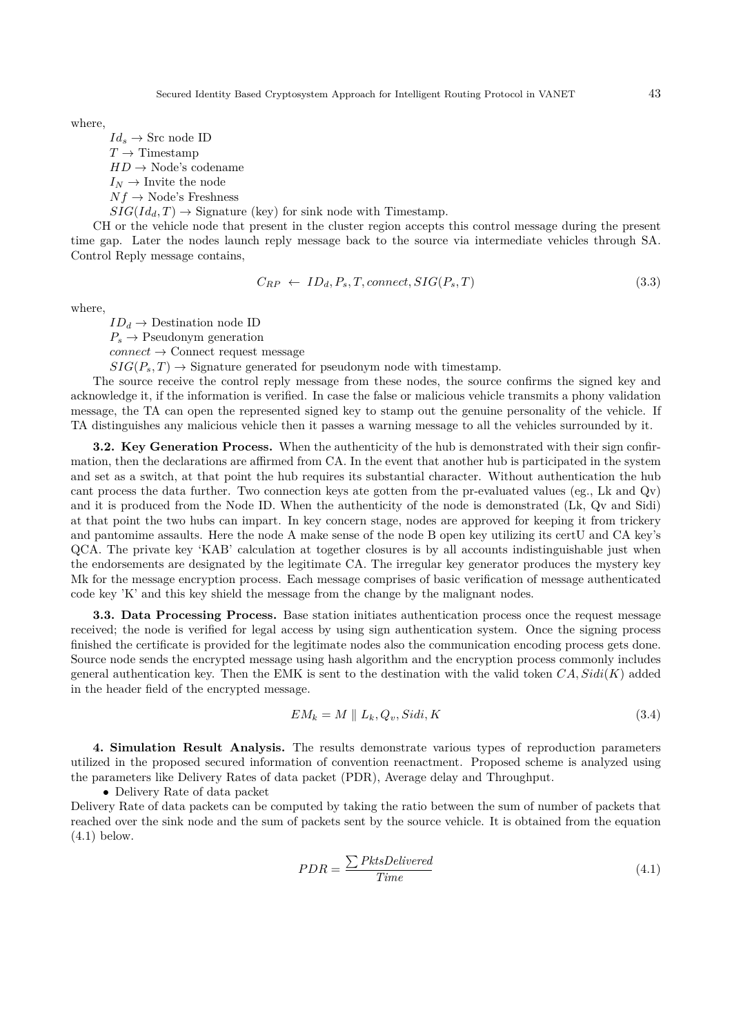where,

$Id_s \rightarrow$ Src node ID

$T \rightarrow$ Timestamp

$HD \rightarrow$ Node's codename

$I_N \rightarrow$ Invite the node

$Nf \rightarrow$ Node's Freshness

$SIG(Id_d, T) \rightarrow$ Signature (key) for sink node with Timestamp.

CH or the vehicle node that present in the cluster region accepts this control message during the present time gap. Later the nodes launch reply message back to the source via intermediate vehicles through SA. Control Reply message contains,

$$C_{RP} \leftarrow ID_d, P_s, T, connect, SIG(P_s, T) \tag{3.3}$$

where,

$ID_d \rightarrow$ Destination node ID

$P_s \rightarrow$ Pseudonym generation

$connect \rightarrow$ Connect request message

$SIG(P_s, T) \rightarrow$ Signature generated for pseudonym node with timestamp.

The source receive the control reply message from these nodes, the source confirms the signed key and acknowledge it, if the information is verified. In case the false or malicious vehicle transmits a phony validation message, the TA can open the represented signed key to stamp out the genuine personality of the vehicle. If TA distinguishes any malicious vehicle then it passes a warning message to all the vehicles surrounded by it.

**3.2. Key Generation Process.** When the authenticity of the hub is demonstrated with their sign confirmation, then the declarations are affirmed from CA. In the event that another hub is participated in the system and set as a switch, at that point the hub requires its substantial character. Without authentication the hub cant process the data further. Two connection keys ate gotten from the pr-evaluated values (eg., Lk and Qv) and it is produced from the Node ID. When the authenticity of the node is demonstrated (Lk, Qv and Sidi) at that point the two hubs can impart. In key concern stage, nodes are approved for keeping it from trickery and pantomime assaults. Here the node A make sense of the node B open key utilizing its certU and CA key's QCA. The private key 'KAB' calculation at together closures is by all accounts indistinguishable just when the endorsements are designated by the legitimate CA. The irregular key generator produces the mystery key Mk for the message encryption process. Each message comprises of basic verification of message authenticated code key 'K' and this key shield the message from the change by the malignant nodes.

**3.3. Data Processing Process.** Base station initiates authentication process once the request message received; the node is verified for legal access by using sign authentication system. Once the signing process finished the certificate is provided for the legitimate nodes also the communication encoding process gets done. Source node sends the encrypted message using hash algorithm and the encryption process commonly includes general authentication key. Then the EMK is sent to the destination with the valid token $CA, Sidi(K)$ added in the header field of the encrypted message.

$$EM_k = M \parallel L_k, Q_v, Sidi, K \tag{3.4}$$

**4. Simulation Result Analysis.** The results demonstrate various types of reproduction parameters utilized in the proposed secured information of convention reenactment. Proposed scheme is analyzed using the parameters like Delivery Rates of data packet (PDR), Average delay and Throughput.

- Delivery Rate of data packet

Delivery Rate of data packets can be computed by taking the ratio between the sum of number of packets that reached over the sink node and the sum of packets sent by the source vehicle. It is obtained from the equation (4.1) below.

$$PDR = \frac{\sum PktsDelivered}{Time} \tag{4.1}$$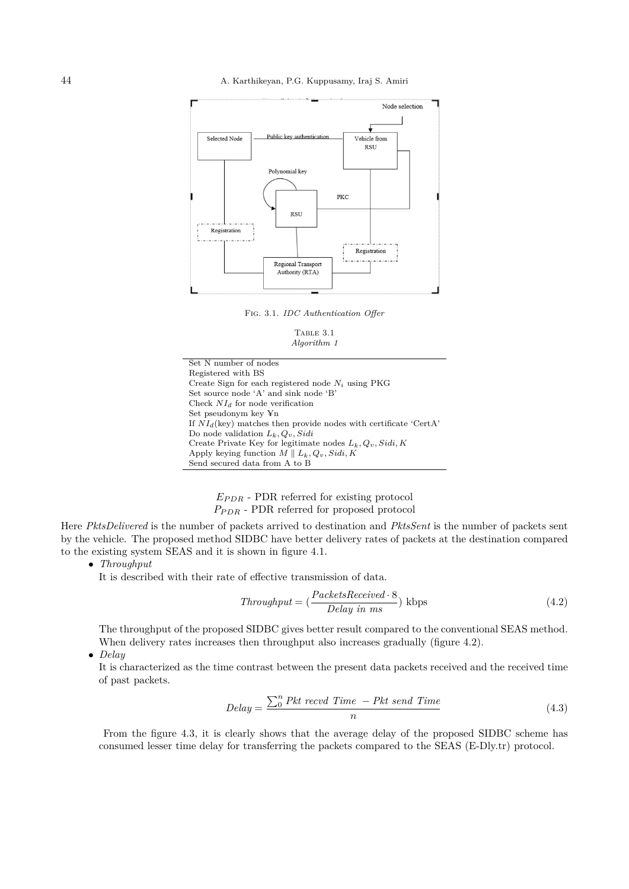Fig. 3.1. *IDC Authentication Offer*

Table 3.1
*Algorithm 1*

| |
|---|
| Set N number of nodes |
| Registered with BS |
| Create Sign for each registered node $N_i$ using PKG |
| Set source node 'A' and sink node 'B' |
| Check $NI_d$ for node verification |
| Set pseudonym key ¥n |
| If $NI_d$(key) matches then provide nodes with certificate 'CertA' |
| Do node validation $L_k, Q_v, Sidi$ |
| Create Private Key for legitimate nodes $L_k, Q_v, Sidi, K$ |
| Apply keying function $M \parallel L_k, Q_v, Sidi, K$ |
| Send secured data from A to B |

$E_{PDR}$ - PDR referred for existing protocol
$P_{PDR}$ - PDR referred for proposed protocol

Here *PktsDelivered* is the number of packets arrived to destination and *PktsSent* is the number of packets sent by the vehicle. The proposed method SIDBC have better delivery rates of packets at the destination compared to the existing system SEAS and it is shown in figure 4.1.

- *Throughput*

  It is described with their rate of effective transmission of data.

$$Throughput = \left(\frac{PacketsReceived \cdot 8}{Delay\ in\ ms}\right) \text{ kbps} \tag{4.2}$$

  The throughput of the proposed SIDBC gives better result compared to the conventional SEAS method. When delivery rates increases then throughput also increases gradually (figure 4.2).

- *Delay*

  It is characterized as the time contrast between the present data packets received and the received time of past packets.

$$Delay = \frac{\sum_0^n Pkt\ recvd\ Time\ - Pkt\ send\ Time}{n} \tag{4.3}$$

  From the figure 4.3, it is clearly shows that the average delay of the proposed SIDBC scheme has consumed lesser time delay for transferring the packets compared to the SEAS (E-Dly.tr) protocol.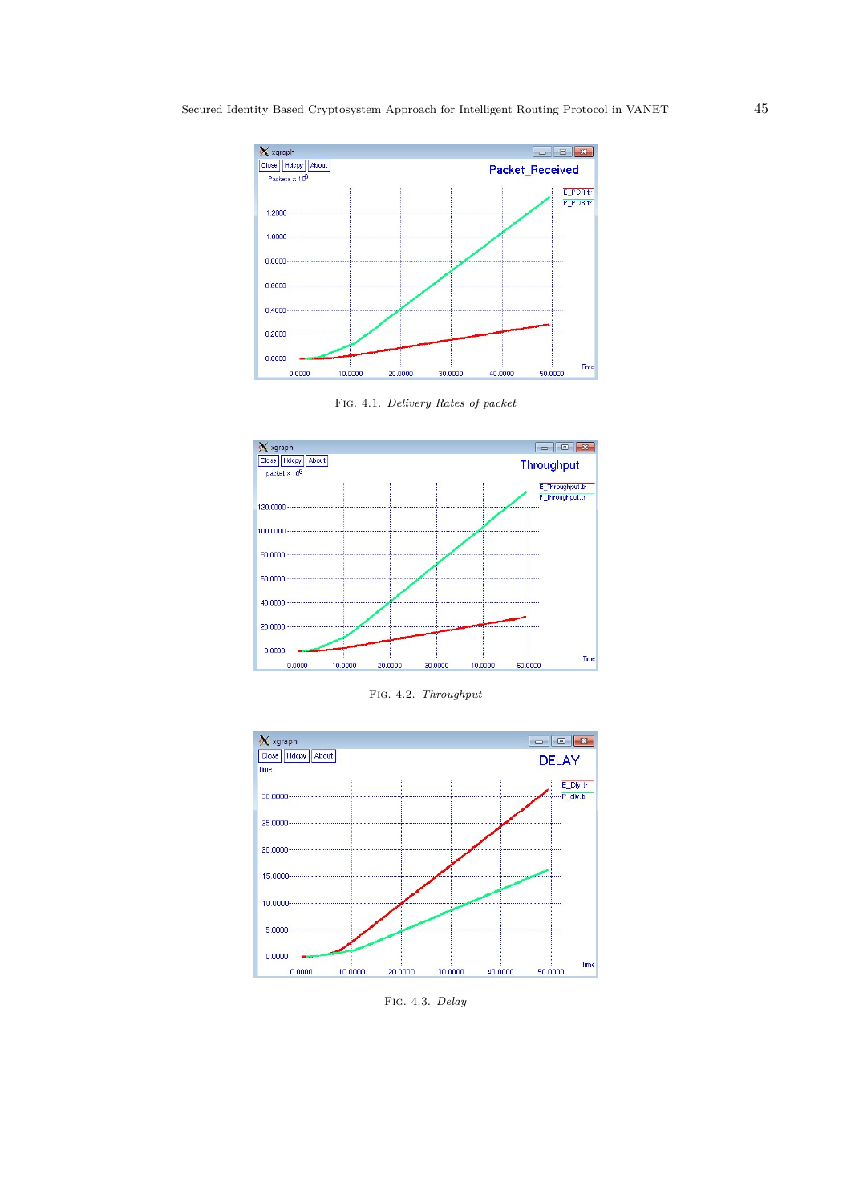Fig. 4.1. *Delivery Rates of packet*

Fig. 4.2. *Throughput*

Fig. 4.3. *Delay*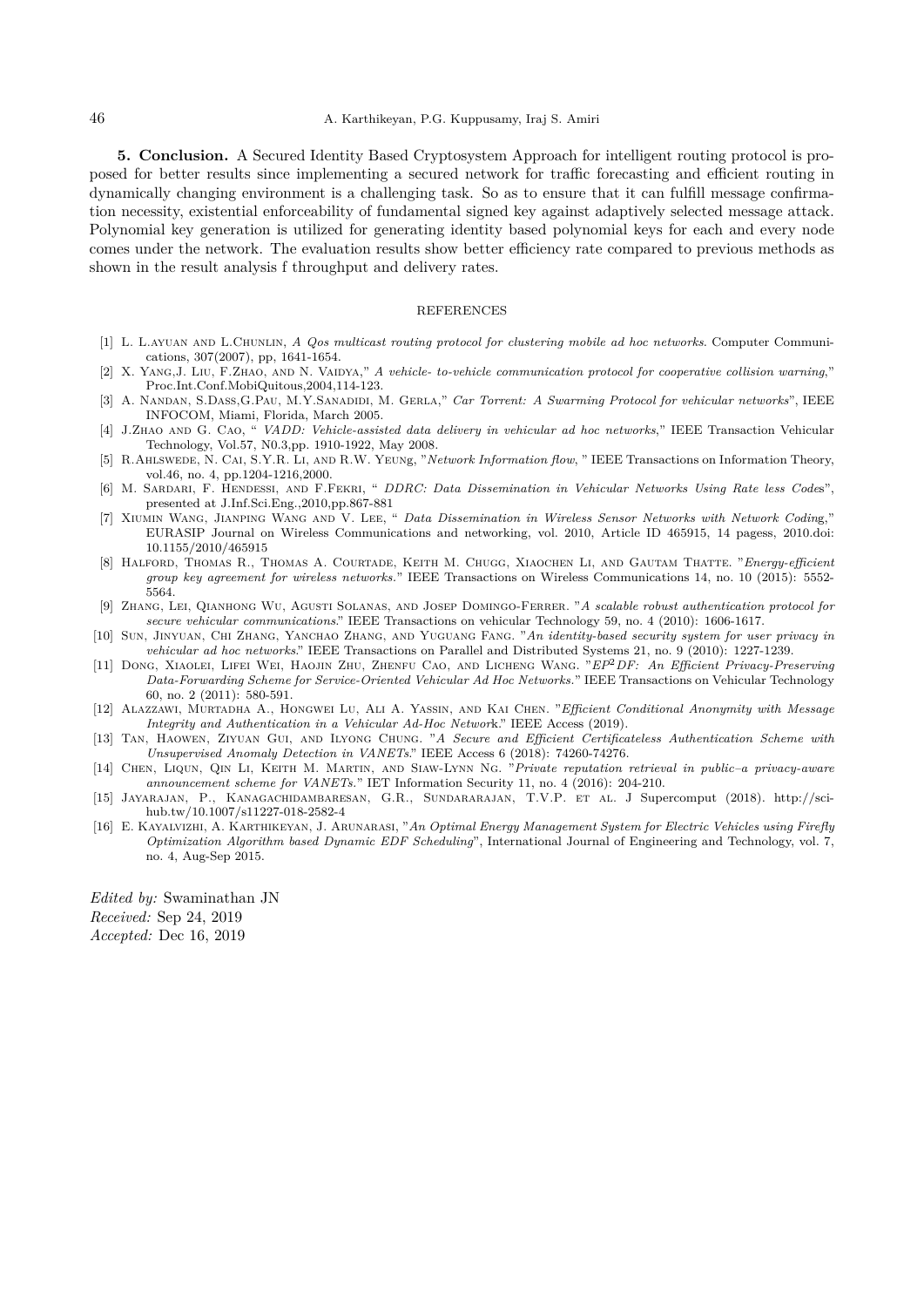**5. Conclusion.** A Secured Identity Based Cryptosystem Approach for intelligent routing protocol is proposed for better results since implementing a secured network for traffic forecasting and efficient routing in dynamically changing environment is a challenging task. So as to ensure that it can fulfill message confirmation necessity, existential enforceability of fundamental signed key against adaptively selected message attack. Polynomial key generation is utilized for generating identity based polynomial keys for each and every node comes under the network. The evaluation results show better efficiency rate compared to previous methods as shown in the result analysis f throughput and delivery rates.

## REFERENCES

[1] L. L.ayuan and L.Chunlin, *A Qos multicast routing protocol for clustering mobile ad hoc networks*. Computer Communications, 307(2007), pp, 1641-1654.

[2] X. Yang,J. Liu, F.Zhao, and N. Vaidya," *A vehicle- to-vehicle communication protocol for cooperative collision warning*," Proc.Int.Conf.MobiQuitous,2004,114-123.

[3] A. Nandan, S.Dass,G.Pau, M.Y.Sanadidi, M. Gerla," *Car Torrent: A Swarming Protocol for vehicular networks*", IEEE INFOCOM, Miami, Florida, March 2005.

[4] J.Zhao and G. Cao, " *VADD: Vehicle-assisted data delivery in vehicular ad hoc networks*," IEEE Transaction Vehicular Technology, Vol.57, N0.3,pp. 1910-1922, May 2008.

[5] R.Ahlswede, N. Cai, S.Y.R. Li, and R.W. Yeung, "*Network Information flow*, " IEEE Transactions on Information Theory, vol.46, no. 4, pp.1204-1216,2000.

[6] M. Sardari, F. Hendessi, and F.Fekri, " *DDRC: Data Dissemination in Vehicular Networks Using Rate less Codes*", presented at J.Inf.Sci.Eng.,2010,pp.867-881

[7] Xiumin Wang, Jianping Wang and V. Lee, " *Data Dissemination in Wireless Sensor Networks with Network Coding*," EURASIP Journal on Wireless Communications and networking, vol. 2010, Article ID 465915, 14 pagess, 2010.doi: 10.1155/2010/465915

[8] Halford, Thomas R., Thomas A. Courtade, Keith M. Chugg, Xiaochen Li, and Gautam Thatte. "*Energy-efficient group key agreement for wireless networks*." IEEE Transactions on Wireless Communications 14, no. 10 (2015): 5552-5564.

[9] Zhang, Lei, Qianhong Wu, Agusti Solanas, and Josep Domingo-Ferrer. "*A scalable robust authentication protocol for secure vehicular communications*." IEEE Transactions on vehicular Technology 59, no. 4 (2010): 1606-1617.

[10] Sun, Jinyuan, Chi Zhang, Yanchao Zhang, and Yuguang Fang. "*An identity-based security system for user privacy in vehicular ad hoc networks*." IEEE Transactions on Parallel and Distributed Systems 21, no. 9 (2010): 1227-1239.

[11] Dong, Xiaolei, Lifei Wei, Haojin Zhu, Zhenfu Cao, and Licheng Wang. "*$EP^2DF$: An Efficient Privacy-Preserving Data-Forwarding Scheme for Service-Oriented Vehicular Ad Hoc Networks*." IEEE Transactions on Vehicular Technology 60, no. 2 (2011): 580-591.

[12] Alazzawi, Murtadha A., Hongwei Lu, Ali A. Yassin, and Kai Chen. "*Efficient Conditional Anonymity with Message Integrity and Authentication in a Vehicular Ad-Hoc Network*." IEEE Access (2019).

[13] Tan, Haowen, Ziyuan Gui, and Ilyong Chung. "*A Secure and Efficient Certificateless Authentication Scheme with Unsupervised Anomaly Detection in VANETs*." IEEE Access 6 (2018): 74260-74276.

[14] Chen, Liqun, Qin Li, Keith M. Martin, and Siaw-Lynn Ng. "*Private reputation retrieval in public–a privacy-aware announcement scheme for VANETs*." IET Information Security 11, no. 4 (2016): 204-210.

[15] Jayarajan, P., Kanagachidambaresan, G.R., Sundararajan, T.V.P. et al. J Supercomput (2018). http://sci-hub.tw/10.1007/s11227-018-2582-4

[16] E. Kayalvizhi, A. Karthikeyan, J. Arunarasi, "*An Optimal Energy Management System for Electric Vehicles using Firefly Optimization Algorithm based Dynamic EDF Scheduling*", International Journal of Engineering and Technology, vol. 7, no. 4, Aug-Sep 2015.

*Edited by:* Swaminathan JN
*Received:* Sep 24, 2019
*Accepted:* Dec 16, 2019